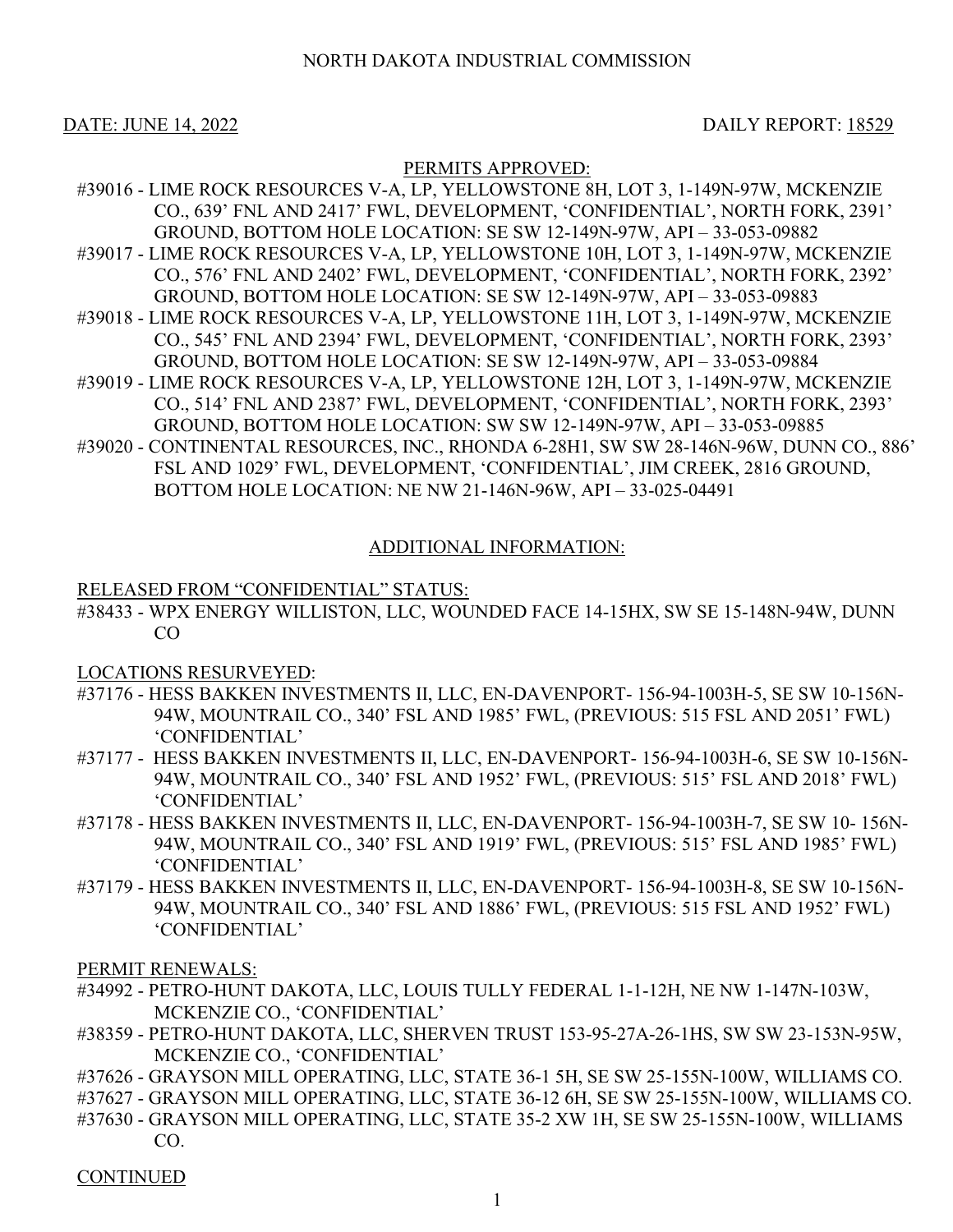NORTH DAKOTA INDUSTRIAL COMMISSION

DATE: JUNE 14, 2022 DAILY REPORT: 18529

## PERMITS APPROVED:

#39016 - LIME ROCK RESOURCES V-A, LP, YELLOWSTONE 8H, LOT 3, 1-149N-97W, MCKENZIE CO., 639’ FNL AND 2417’ FWL, DEVELOPMENT, ‘CONFIDENTIAL’, NORTH FORK, 2391’ GROUND, BOTTOM HOLE LOCATION: SE SW 12-149N-97W, API – 33-053-09882

#39017 - LIME ROCK RESOURCES V-A, LP, YELLOWSTONE 10H, LOT 3, 1-149N-97W, MCKENZIE CO., 576’ FNL AND 2402’ FWL, DEVELOPMENT, ‘CONFIDENTIAL’, NORTH FORK, 2392’ GROUND, BOTTOM HOLE LOCATION: SE SW 12-149N-97W, API – 33-053-09883

#39018 - LIME ROCK RESOURCES V-A, LP, YELLOWSTONE 11H, LOT 3, 1-149N-97W, MCKENZIE CO., 545’ FNL AND 2394’ FWL, DEVELOPMENT, ‘CONFIDENTIAL’, NORTH FORK, 2393’ GROUND, BOTTOM HOLE LOCATION: SE SW 12-149N-97W, API – 33-053-09884

#39019 - LIME ROCK RESOURCES V-A, LP, YELLOWSTONE 12H, LOT 3, 1-149N-97W, MCKENZIE CO., 514’ FNL AND 2387’ FWL, DEVELOPMENT, ‘CONFIDENTIAL’, NORTH FORK, 2393’ GROUND, BOTTOM HOLE LOCATION: SW SW 12-149N-97W, API – 33-053-09885

#39020 - CONTINENTAL RESOURCES, INC., RHONDA 6-28H1, SW SW 28-146N-96W, DUNN CO., 886’ FSL AND 1029’ FWL, DEVELOPMENT, ‘CONFIDENTIAL’, JIM CREEK, 2816 GROUND, BOTTOM HOLE LOCATION: NE NW 21-146N-96W, API – 33-025-04491

## ADDITIONAL INFORMATION:

### RELEASED FROM “CONFIDENTIAL” STATUS:

#38433 - WPX ENERGY WILLISTON, LLC, WOUNDED FACE 14-15HX, SW SE 15-148N-94W, DUNN CO

### LOCATIONS RESURVEYED:

#37176 - HESS BAKKEN INVESTMENTS II, LLC, EN-DAVENPORT- 156-94-1003H-5, SE SW 10-156N-94W, MOUNTRAIL CO., 340’ FSL AND 1985’ FWL, (PREVIOUS: 515 FSL AND 2051’ FWL) ‘CONFIDENTIAL’

#37177 - HESS BAKKEN INVESTMENTS II, LLC, EN-DAVENPORT- 156-94-1003H-6, SE SW 10-156N-94W, MOUNTRAIL CO., 340’ FSL AND 1952’ FWL, (PREVIOUS: 515’ FSL AND 2018’ FWL) ‘CONFIDENTIAL’

#37178 - HESS BAKKEN INVESTMENTS II, LLC, EN-DAVENPORT- 156-94-1003H-7, SE SW 10- 156N-94W, MOUNTRAIL CO., 340’ FSL AND 1919’ FWL, (PREVIOUS: 515’ FSL AND 1985’ FWL) ‘CONFIDENTIAL’

#37179 - HESS BAKKEN INVESTMENTS II, LLC, EN-DAVENPORT- 156-94-1003H-8, SE SW 10-156N-94W, MOUNTRAIL CO., 340’ FSL AND 1886’ FWL, (PREVIOUS: 515 FSL AND 1952’ FWL) ‘CONFIDENTIAL’

### PERMIT RENEWALS:

#34992 - PETRO-HUNT DAKOTA, LLC, LOUIS TULLY FEDERAL 1-1-12H, NE NW 1-147N-103W, MCKENZIE CO., ‘CONFIDENTIAL’

#38359 - PETRO-HUNT DAKOTA, LLC, SHERVEN TRUST 153-95-27A-26-1HS, SW SW 23-153N-95W, MCKENZIE CO., ‘CONFIDENTIAL’

#37626 - GRAYSON MILL OPERATING, LLC, STATE 36-1 5H, SE SW 25-155N-100W, WILLIAMS CO.

#37627 - GRAYSON MILL OPERATING, LLC, STATE 36-12 6H, SE SW 25-155N-100W, WILLIAMS CO.

#37630 - GRAYSON MILL OPERATING, LLC, STATE 35-2 XW 1H, SE SW 25-155N-100W, WILLIAMS CO.

CONTINUED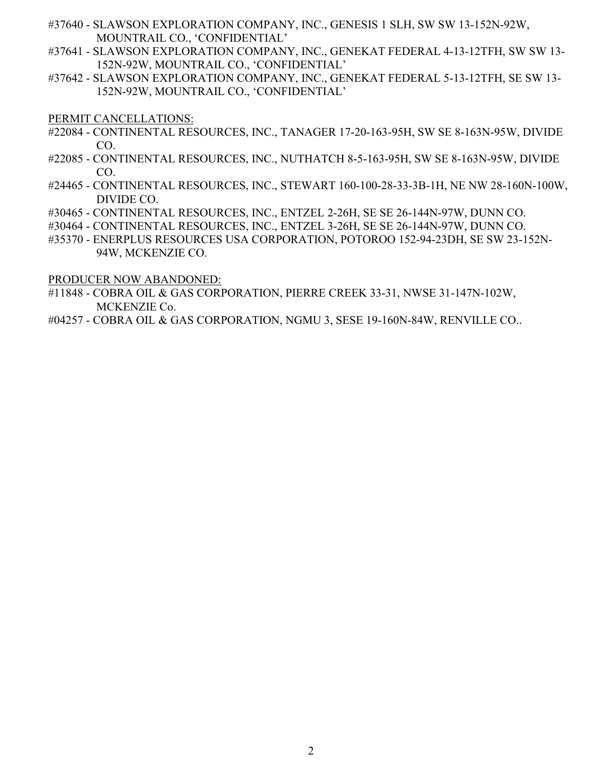#37640 - SLAWSON EXPLORATION COMPANY, INC., GENESIS 1 SLH, SW SW 13-152N-92W, MOUNTRAIL CO., ‘CONFIDENTIAL’

#37641 - SLAWSON EXPLORATION COMPANY, INC., GENEKAT FEDERAL 4-13-12TFH, SW SW 13-152N-92W, MOUNTRAIL CO., ‘CONFIDENTIAL’

#37642 - SLAWSON EXPLORATION COMPANY, INC., GENEKAT FEDERAL 5-13-12TFH, SE SW 13-152N-92W, MOUNTRAIL CO., ‘CONFIDENTIAL’

<u>PERMIT CANCELLATIONS:</u>

#22084 - CONTINENTAL RESOURCES, INC., TANAGER 17-20-163-95H, SW SE 8-163N-95W, DIVIDE CO.

#22085 - CONTINENTAL RESOURCES, INC., NUTHATCH 8-5-163-95H, SW SE 8-163N-95W, DIVIDE CO.

#24465 - CONTINENTAL RESOURCES, INC., STEWART 160-100-28-33-3B-1H, NE NW 28-160N-100W, DIVIDE CO.

#30465 - CONTINENTAL RESOURCES, INC., ENTZEL 2-26H, SE SE 26-144N-97W, DUNN CO.

#30464 - CONTINENTAL RESOURCES, INC., ENTZEL 3-26H, SE SE 26-144N-97W, DUNN CO.

#35370 - ENERPLUS RESOURCES USA CORPORATION, POTOROO 152-94-23DH, SE SW 23-152N-94W, MCKENZIE CO.

<u>PRODUCER NOW ABANDONED:</u>

#11848 - COBRA OIL & GAS CORPORATION, PIERRE CREEK 33-31, NWSE 31-147N-102W, MCKENZIE Co.

#04257 - COBRA OIL & GAS CORPORATION, NGMU 3, SESE 19-160N-84W, RENVILLE CO..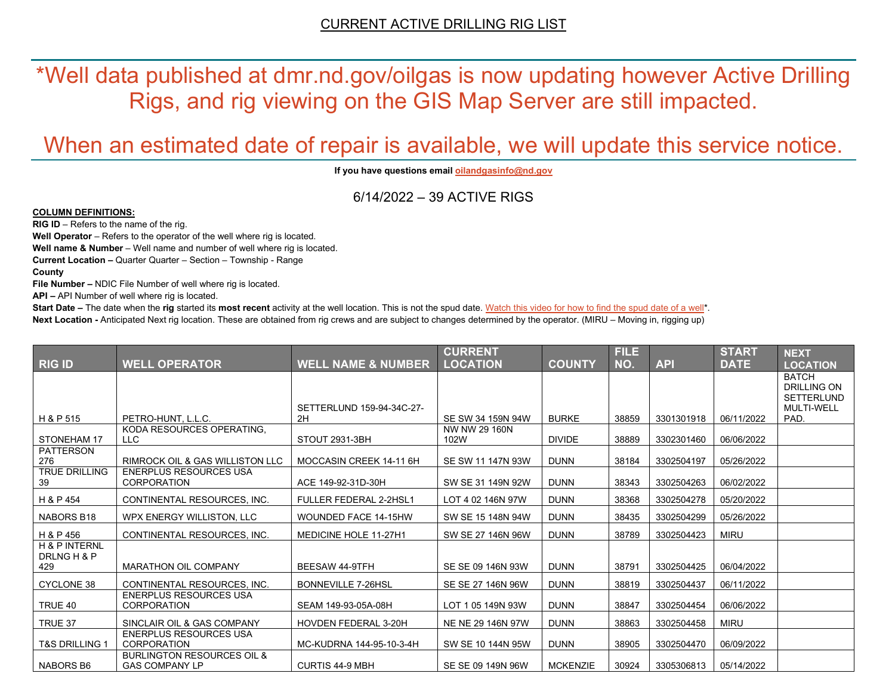CURRENT ACTIVE DRILLING RIG LIST

# *Well data published at dmr.nd.gov/oilgas is now updating however Active Drilling Rigs, and rig viewing on the GIS Map Server are still impacted.

# When an estimated date of repair is available, we will update this service notice.

**If you have questions email oilandgasinfo@nd.gov**

6/14/2022 – 39 ACTIVE RIGS

**COLUMN DEFINITIONS:**

**RIG ID** – Refers to the name of the rig.
**Well Operator** – Refers to the operator of the well where rig is located.
**Well name & Number** – Well name and number of well where rig is located.
**Current Location –** Quarter Quarter – Section – Township - Range
**County**
**File Number –** NDIC File Number of well where rig is located.
**API –** API Number of well where rig is located.
**Start Date –** The date when the **rig** started its **most recent** activity at the well location. This is not the spud date. Watch this video for how to find the spud date of a well*.
**Next Location -** Anticipated Next rig location. These are obtained from rig crews and are subject to changes determined by the operator. (MIRU – Moving in, rigging up)

| RIG ID | WELL OPERATOR | WELL NAME & NUMBER | CURRENT LOCATION | COUNTY | FILE NO. | API | START DATE | NEXT LOCATION |
|---|---|---|---|---|---|---|---|---|
| H & P 515 | PETRO-HUNT, L.L.C. | SETTERLUND 159-94-34C-27-2H | SE SW 34 159N 94W | BURKE | 38859 | 3301301918 | 06/11/2022 | BATCH DRILLING ON SETTERLUND MULTI-WELL PAD. |
| STONEHAM 17 | KODA RESOURCES OPERATING, LLC | STOUT 2931-3BH | NW NW 29 160N 102W | DIVIDE | 38889 | 3302301460 | 06/06/2022 | |
| PATTERSON 276 | RIMROCK OIL & GAS WILLISTON LLC | MOCCASIN CREEK 14-11 6H | SE SW 11 147N 93W | DUNN | 38184 | 3302504197 | 05/26/2022 | |
| TRUE DRILLING 39 | ENERPLUS RESOURCES USA CORPORATION | ACE 149-92-31D-30H | SW SE 31 149N 92W | DUNN | 38343 | 3302504263 | 06/02/2022 | |
| H & P 454 | CONTINENTAL RESOURCES, INC. | FULLER FEDERAL 2-2HSL1 | LOT 4 02 146N 97W | DUNN | 38368 | 3302504278 | 05/20/2022 | |
| NABORS B18 | WPX ENERGY WILLISTON, LLC | WOUNDED FACE 14-15HW | SW SE 15 148N 94W | DUNN | 38435 | 3302504299 | 05/26/2022 | |
| H & P 456 | CONTINENTAL RESOURCES, INC. | MEDICINE HOLE 11-27H1 | SW SE 27 146N 96W | DUNN | 38789 | 3302504423 | MIRU | |
| H & P INTERNL DRLNG H & P 429 | MARATHON OIL COMPANY | BEESAW 44-9TFH | SE SE 09 146N 93W | DUNN | 38791 | 3302504425 | 06/04/2022 | |
| CYCLONE 38 | CONTINENTAL RESOURCES, INC. | BONNEVILLE 7-26HSL | SE SE 27 146N 96W | DUNN | 38819 | 3302504437 | 06/11/2022 | |
| TRUE 40 | ENERPLUS RESOURCES USA CORPORATION | SEAM 149-93-05A-08H | LOT 1 05 149N 93W | DUNN | 38847 | 3302504454 | 06/06/2022 | |
| TRUE 37 | SINCLAIR OIL & GAS COMPANY | HOVDEN FEDERAL 3-20H | NE NE 29 146N 97W | DUNN | 38863 | 3302504458 | MIRU | |
| T&S DRILLING 1 | ENERPLUS RESOURCES USA CORPORATION | MC-KUDRNA 144-95-10-3-4H | SW SE 10 144N 95W | DUNN | 38905 | 3302504470 | 06/09/2022 | |
| NABORS B6 | BURLINGTON RESOURCES OIL & GAS COMPANY LP | CURTIS 44-9 MBH | SE SE 09 149N 96W | MCKENZIE | 30924 | 3305306813 | 05/14/2022 | |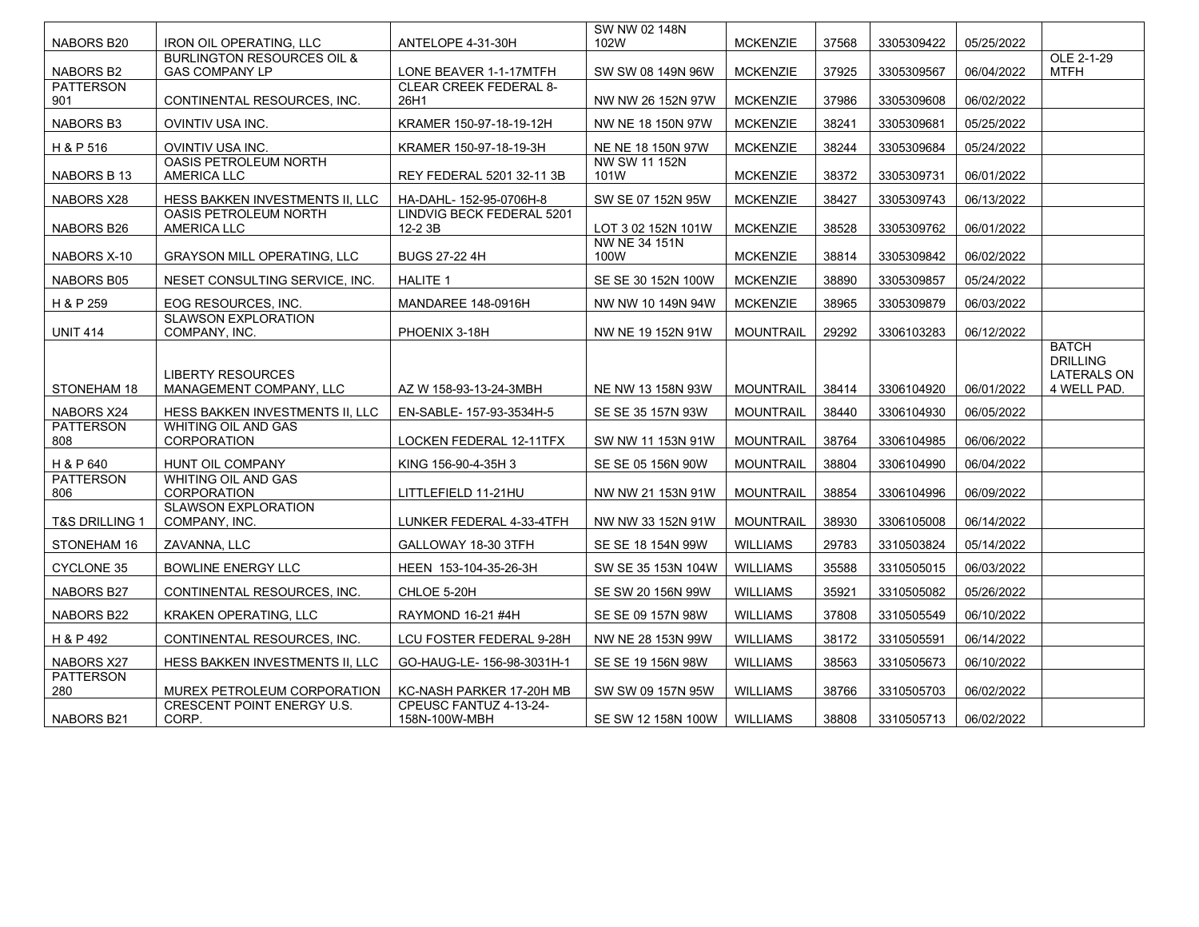| | | | | | | | | |
|---|---|---|---|---|---|---|---|---|
| NABORS B20 | IRON OIL OPERATING, LLC | ANTELOPE 4-31-30H | SW NW 02 148N 102W | MCKENZIE | 37568 | 3305309422 | 05/25/2022 | |
| NABORS B2 | BURLINGTON RESOURCES OIL & GAS COMPANY LP | LONE BEAVER 1-1-17MTFH | SW SW 08 149N 96W | MCKENZIE | 37925 | 3305309567 | 06/04/2022 | OLE 2-1-29 MTFH |
| PATTERSON 901 | CONTINENTAL RESOURCES, INC. | CLEAR CREEK FEDERAL 8-26H1 | NW NW 26 152N 97W | MCKENZIE | 37986 | 3305309608 | 06/02/2022 | |
| NABORS B3 | OVINTIV USA INC. | KRAMER 150-97-18-19-12H | NW NE 18 150N 97W | MCKENZIE | 38241 | 3305309681 | 05/25/2022 | |
| H & P 516 | OVINTIV USA INC. | KRAMER 150-97-18-19-3H | NE NE 18 150N 97W | MCKENZIE | 38244 | 3305309684 | 05/24/2022 | |
| NABORS B 13 | OASIS PETROLEUM NORTH AMERICA LLC | REY FEDERAL 5201 32-11 3B | NW SW 11 152N 101W | MCKENZIE | 38372 | 3305309731 | 06/01/2022 | |
| NABORS X28 | HESS BAKKEN INVESTMENTS II, LLC | HA-DAHL- 152-95-0706H-8 | SW SE 07 152N 95W | MCKENZIE | 38427 | 3305309743 | 06/13/2022 | |
| NABORS B26 | OASIS PETROLEUM NORTH AMERICA LLC | LINDVIG BECK FEDERAL 5201 12-2 3B | LOT 3 02 152N 101W | MCKENZIE | 38528 | 3305309762 | 06/01/2022 | |
| NABORS X-10 | GRAYSON MILL OPERATING, LLC | BUGS 27-22 4H | NW NE 34 151N 100W | MCKENZIE | 38814 | 3305309842 | 06/02/2022 | |
| NABORS B05 | NESET CONSULTING SERVICE, INC. | HALITE 1 | SE SE 30 152N 100W | MCKENZIE | 38890 | 3305309857 | 05/24/2022 | |
| H & P 259 | EOG RESOURCES, INC. | MANDAREE 148-0916H | NW NW 10 149N 94W | MCKENZIE | 38965 | 3305309879 | 06/03/2022 | |
| UNIT 414 | SLAWSON EXPLORATION COMPANY, INC. | PHOENIX 3-18H | NW NE 19 152N 91W | MOUNTRAIL | 29292 | 3306103283 | 06/12/2022 | |
| STONEHAM 18 | LIBERTY RESOURCES MANAGEMENT COMPANY, LLC | AZ W 158-93-13-24-3MBH | NE NW 13 158N 93W | MOUNTRAIL | 38414 | 3306104920 | 06/01/2022 | BATCH DRILLING LATERALS ON 4 WELL PAD. |
| NABORS X24 | HESS BAKKEN INVESTMENTS II, LLC | EN-SABLE- 157-93-3534H-5 | SE SE 35 157N 93W | MOUNTRAIL | 38440 | 3306104930 | 06/05/2022 | |
| PATTERSON 808 | WHITING OIL AND GAS CORPORATION | LOCKEN FEDERAL 12-11TFX | SW NW 11 153N 91W | MOUNTRAIL | 38764 | 3306104985 | 06/06/2022 | |
| H & P 640 | HUNT OIL COMPANY | KING 156-90-4-35H 3 | SE SE 05 156N 90W | MOUNTRAIL | 38804 | 3306104990 | 06/04/2022 | |
| PATTERSON 806 | WHITING OIL AND GAS CORPORATION | LITTLEFIELD 11-21HU | NW NW 21 153N 91W | MOUNTRAIL | 38854 | 3306104996 | 06/09/2022 | |
| T&S DRILLING 1 | SLAWSON EXPLORATION COMPANY, INC. | LUNKER FEDERAL 4-33-4TFH | NW NW 33 152N 91W | MOUNTRAIL | 38930 | 3306105008 | 06/14/2022 | |
| STONEHAM 16 | ZAVANNA, LLC | GALLOWAY 18-30 3TFH | SE SE 18 154N 99W | WILLIAMS | 29783 | 3310503824 | 05/14/2022 | |
| CYCLONE 35 | BOWLINE ENERGY LLC | HEEN 153-104-35-26-3H | SW SE 35 153N 104W | WILLIAMS | 35588 | 3310505015 | 06/03/2022 | |
| NABORS B27 | CONTINENTAL RESOURCES, INC. | CHLOE 5-20H | SE SW 20 156N 99W | WILLIAMS | 35921 | 3310505082 | 05/26/2022 | |
| NABORS B22 | KRAKEN OPERATING, LLC | RAYMOND 16-21 #4H | SE SE 09 157N 98W | WILLIAMS | 37808 | 3310505549 | 06/10/2022 | |
| H & P 492 | CONTINENTAL RESOURCES, INC. | LCU FOSTER FEDERAL 9-28H | NW NE 28 153N 99W | WILLIAMS | 38172 | 3310505591 | 06/14/2022 | |
| NABORS X27 | HESS BAKKEN INVESTMENTS II, LLC | GO-HAUG-LE- 156-98-3031H-1 | SE SE 19 156N 98W | WILLIAMS | 38563 | 3310505673 | 06/10/2022 | |
| PATTERSON 280 | MUREX PETROLEUM CORPORATION | KC-NASH PARKER 17-20H MB | SW SW 09 157N 95W | WILLIAMS | 38766 | 3310505703 | 06/02/2022 | |
| NABORS B21 | CRESCENT POINT ENERGY U.S. CORP. | CPEUSC FANTUZ 4-13-24-158N-100W-MBH | SE SW 12 158N 100W | WILLIAMS | 38808 | 3310505713 | 06/02/2022 | |